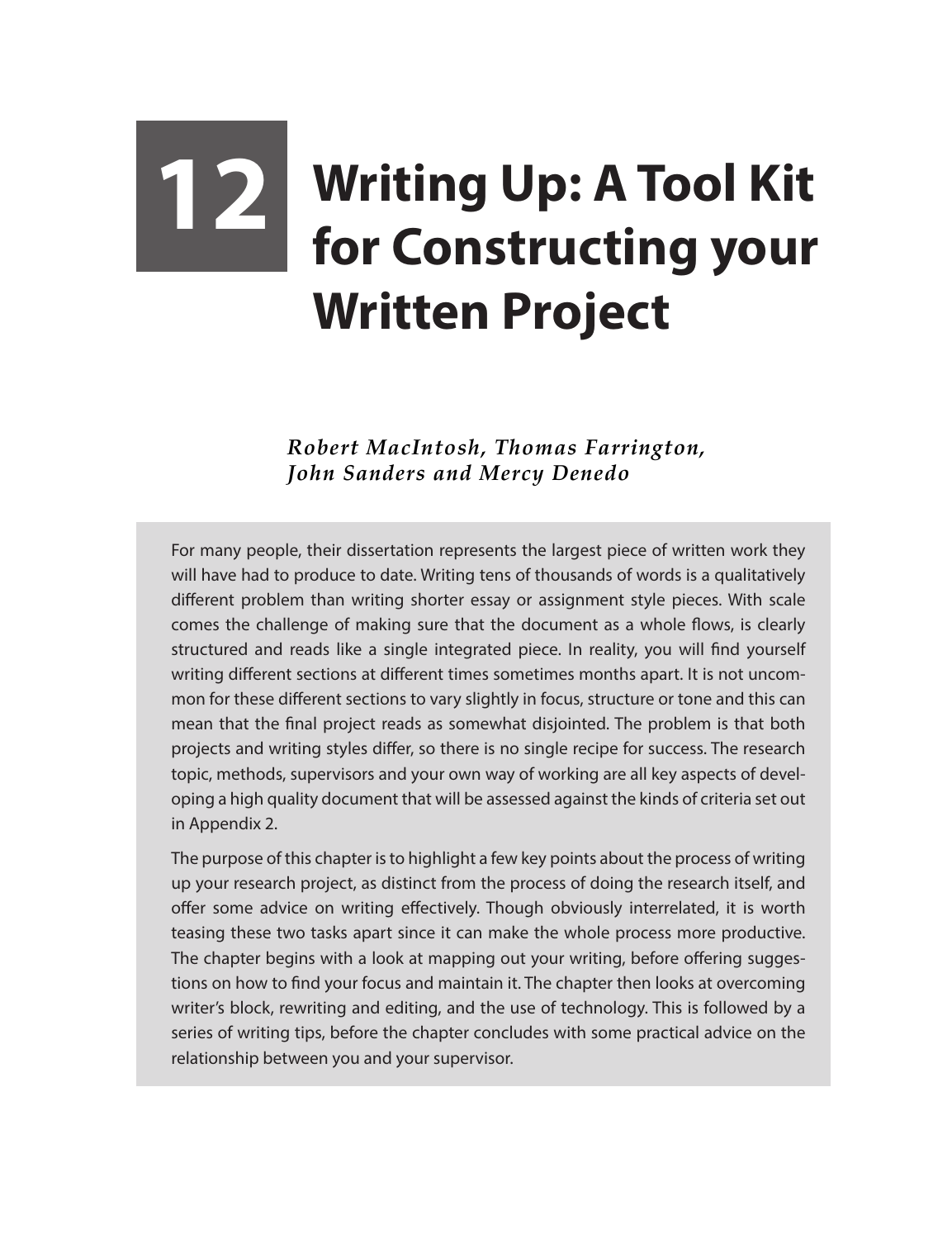# 12 Writing Up: A Tool Kit for Constructing your Written Project

*Robert MacIntosh, Thomas Farrington, John Sanders and Mercy Denedo*

For many people, their dissertation represents the largest piece of written work they will have had to produce to date. Writing tens of thousands of words is a qualitatively different problem than writing shorter essay or assignment style pieces. With scale comes the challenge of making sure that the document as a whole flows, is clearly structured and reads like a single integrated piece. In reality, you will find yourself writing different sections at different times sometimes months apart. It is not uncommon for these different sections to vary slightly in focus, structure or tone and this can mean that the final project reads as somewhat disjointed. The problem is that both projects and writing styles differ, so there is no single recipe for success. The research topic, methods, supervisors and your own way of working are all key aspects of developing a high quality document that will be assessed against the kinds of criteria set out in Appendix 2.

The purpose of this chapter is to highlight a few key points about the process of writing up your research project, as distinct from the process of doing the research itself, and offer some advice on writing effectively. Though obviously interrelated, it is worth teasing these two tasks apart since it can make the whole process more productive. The chapter begins with a look at mapping out your writing, before offering suggestions on how to find your focus and maintain it. The chapter then looks at overcoming writer's block, rewriting and editing, and the use of technology. This is followed by a series of writing tips, before the chapter concludes with some practical advice on the relationship between you and your supervisor.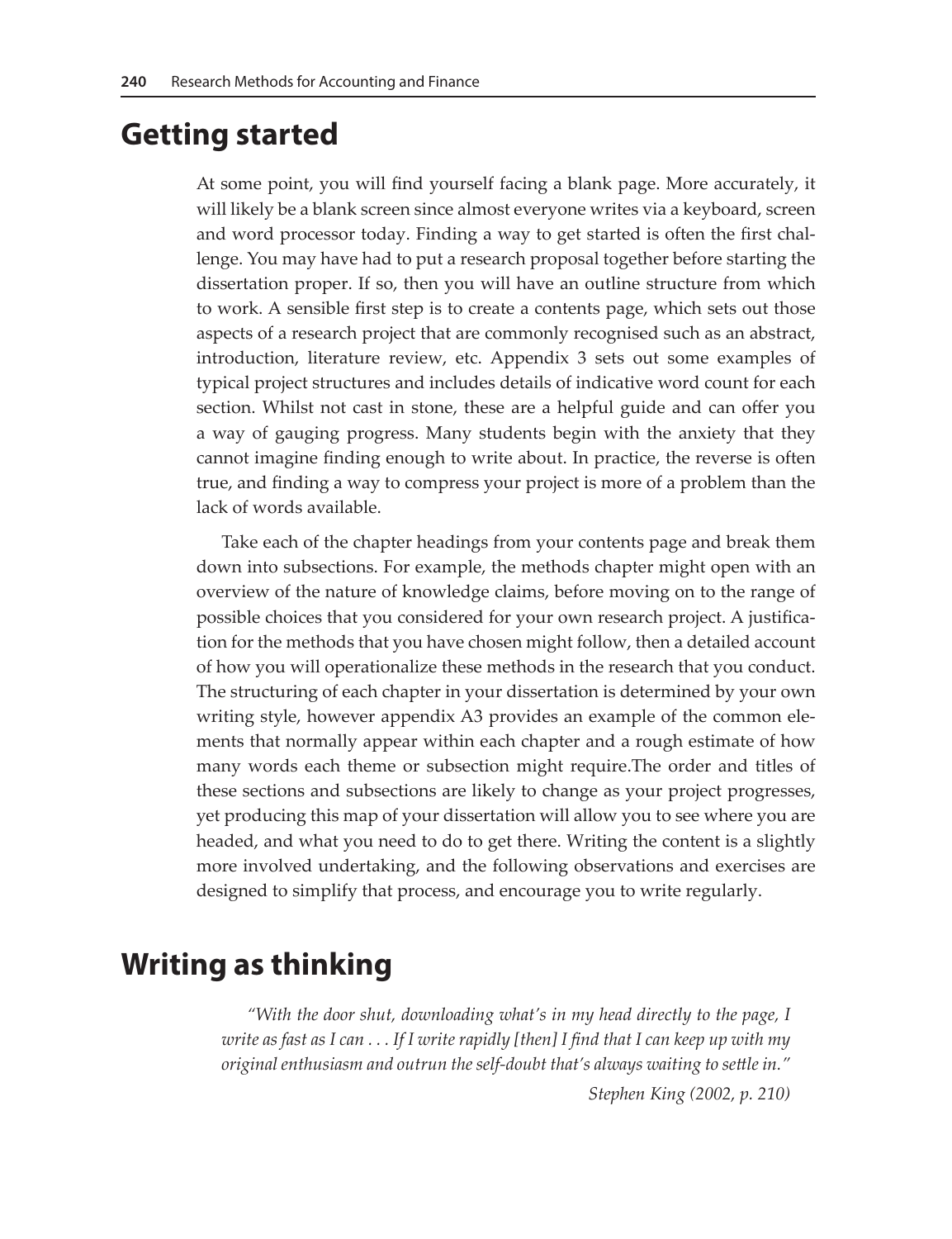## Getting started

At some point, you will find yourself facing a blank page. More accurately, it will likely be a blank screen since almost everyone writes via a keyboard, screen and word processor today. Finding a way to get started is often the first challenge. You may have had to put a research proposal together before starting the dissertation proper. If so, then you will have an outline structure from which to work. A sensible first step is to create a contents page, which sets out those aspects of a research project that are commonly recognised such as an abstract, introduction, literature review, etc. Appendix 3 sets out some examples of typical project structures and includes details of indicative word count for each section. Whilst not cast in stone, these are a helpful guide and can offer you a way of gauging progress. Many students begin with the anxiety that they cannot imagine finding enough to write about. In practice, the reverse is often true, and finding a way to compress your project is more of a problem than the lack of words available.

Take each of the chapter headings from your contents page and break them down into subsections. For example, the methods chapter might open with an overview of the nature of knowledge claims, before moving on to the range of possible choices that you considered for your own research project. A justification for the methods that you have chosen might follow, then a detailed account of how you will operationalize these methods in the research that you conduct. The structuring of each chapter in your dissertation is determined by your own writing style, however appendix A3 provides an example of the common elements that normally appear within each chapter and a rough estimate of how many words each theme or subsection might require.The order and titles of these sections and subsections are likely to change as your project progresses, yet producing this map of your dissertation will allow you to see where you are headed, and what you need to do to get there. Writing the content is a slightly more involved undertaking, and the following observations and exercises are designed to simplify that process, and encourage you to write regularly.

## Writing as thinking

> *"With the door shut, downloading what's in my head directly to the page, I write as fast as I can . . . If I write rapidly [then] I find that I can keep up with my original enthusiasm and outrun the self-doubt that's always waiting to settle in."*
>
> *Stephen King (2002, p. 210)*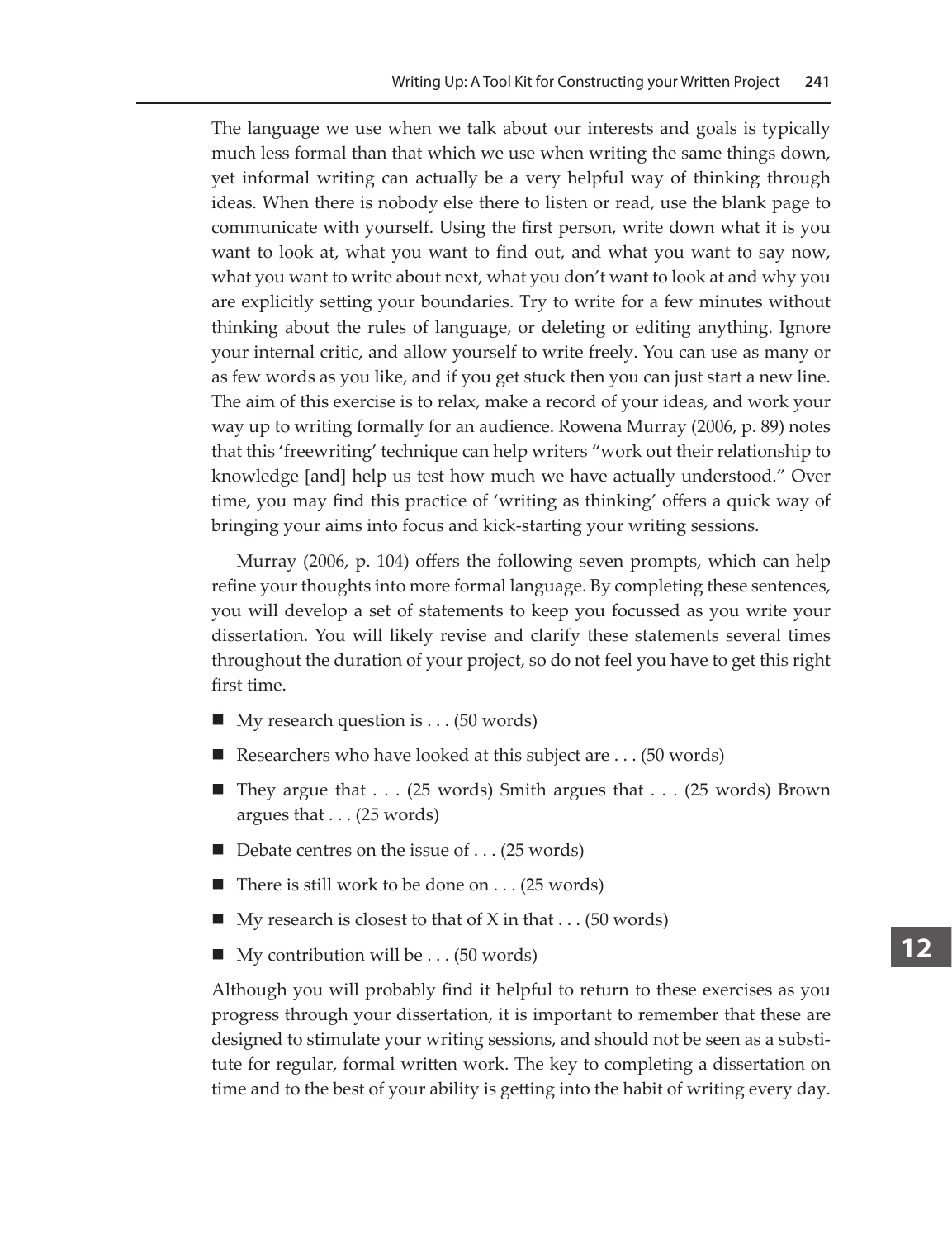The language we use when we talk about our interests and goals is typically much less formal than that which we use when writing the same things down, yet informal writing can actually be a very helpful way of thinking through ideas. When there is nobody else there to listen or read, use the blank page to communicate with yourself. Using the first person, write down what it is you want to look at, what you want to find out, and what you want to say now, what you want to write about next, what you don't want to look at and why you are explicitly setting your boundaries. Try to write for a few minutes without thinking about the rules of language, or deleting or editing anything. Ignore your internal critic, and allow yourself to write freely. You can use as many or as few words as you like, and if you get stuck then you can just start a new line. The aim of this exercise is to relax, make a record of your ideas, and work your way up to writing formally for an audience. Rowena Murray (2006, p. 89) notes that this 'freewriting' technique can help writers "work out their relationship to knowledge [and] help us test how much we have actually understood." Over time, you may find this practice of 'writing as thinking' offers a quick way of bringing your aims into focus and kick-starting your writing sessions.

Murray (2006, p. 104) offers the following seven prompts, which can help refine your thoughts into more formal language. By completing these sentences, you will develop a set of statements to keep you focussed as you write your dissertation. You will likely revise and clarify these statements several times throughout the duration of your project, so do not feel you have to get this right first time.

- My research question is . . . (50 words)
- Researchers who have looked at this subject are . . . (50 words)
- They argue that . . . (25 words) Smith argues that . . . (25 words) Brown argues that . . . (25 words)
- Debate centres on the issue of . . . (25 words)
- There is still work to be done on . . . (25 words)
- My research is closest to that of X in that . . . (50 words)
- My contribution will be . . . (50 words)

Although you will probably find it helpful to return to these exercises as you progress through your dissertation, it is important to remember that these are designed to stimulate your writing sessions, and should not be seen as a substitute for regular, formal written work. The key to completing a dissertation on time and to the best of your ability is getting into the habit of writing every day.